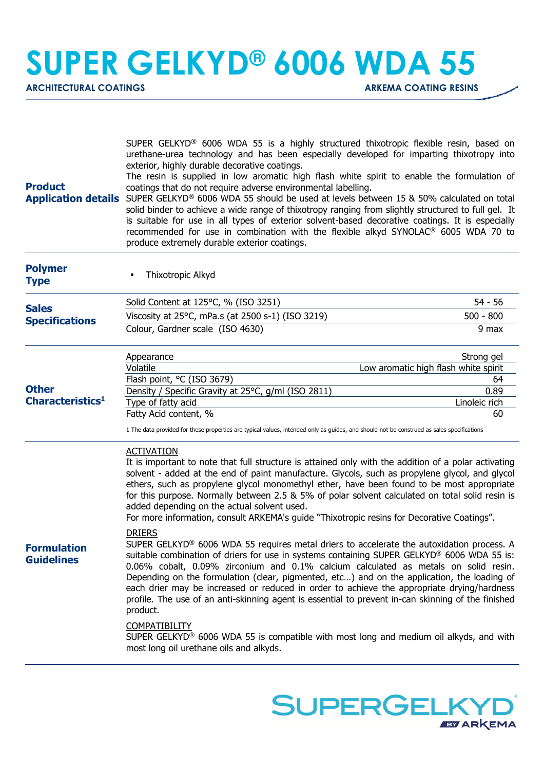# SUPER GELKYD® 6006 WDA 55

**ARCHITECTURAL COATINGS** | **ARKEMA COATING RESINS**

## Product Application details

SUPER GELKYD® 6006 WDA 55 is a highly structured thixotropic flexible resin, based on urethane-urea technology and has been especially developed for imparting thixotropy into exterior, highly durable decorative coatings.
The resin is supplied in low aromatic high flash white spirit to enable the formulation of coatings that do not require adverse environmental labelling.
SUPER GELKYD® 6006 WDA 55 should be used at levels between 15 & 50% calculated on total solid binder to achieve a wide range of thixotropy ranging from slightly structured to full gel. It is suitable for use in all types of exterior solvent-based decorative coatings. It is especially recommended for use in combination with the flexible alkyd SYNOLAC® 6005 WDA 70 to produce extremely durable exterior coatings.

## Polymer Type

- Thixotropic Alkyd

## Sales Specifications

| Property | Value |
|---|---|
| Solid Content at 125°C, % (ISO 3251) | 54 - 56 |
| Viscosity at 25°C, mPa.s (at 2500 s-1) (ISO 3219) | 500 - 800 |
| Colour, Gardner scale (ISO 4630) | 9 max |

## Other Characteristics[1]

| Property | Value |
|---|---|
| Appearance | Strong gel |
| Volatile | Low aromatic high flash white spirit |
| Flash point, °C (ISO 3679) | 64 |
| Density / Specific Gravity at 25°C, g/ml (ISO 2811) | 0.89 |
| Type of fatty acid | Linoleic rich |
| Fatty Acid content, % | 60 |

1 The data provided for these properties are typical values, intended only as guides, and should not be construed as sales specifications

## Formulation Guidelines

ACTIVATION

It is important to note that full structure is attained only with the addition of a polar activating solvent - added at the end of paint manufacture. Glycols, such as propylene glycol, and glycol ethers, such as propylene glycol monomethyl ether, have been found to be most appropriate for this purpose. Normally between 2.5 & 5% of polar solvent calculated on total solid resin is added depending on the actual solvent used.
For more information, consult ARKEMA's guide "Thixotropic resins for Decorative Coatings".

DRIERS

SUPER GELKYD® 6006 WDA 55 requires metal driers to accelerate the autoxidation process. A suitable combination of driers for use in systems containing SUPER GELKYD® 6006 WDA 55 is: 0.06% cobalt, 0.09% zirconium and 0.1% calcium calculated as metals on solid resin. Depending on the formulation (clear, pigmented, etc…) and on the application, the loading of each drier may be increased or reduced in order to achieve the appropriate drying/hardness profile. The use of an anti-skinning agent is essential to prevent in-can skinning of the finished product.

COMPATIBILITY

SUPER GELKYD® 6006 WDA 55 is compatible with most long and medium oil alkyds, and with most long oil urethane oils and alkyds.

SUPERGELKYD® BY ARKEMA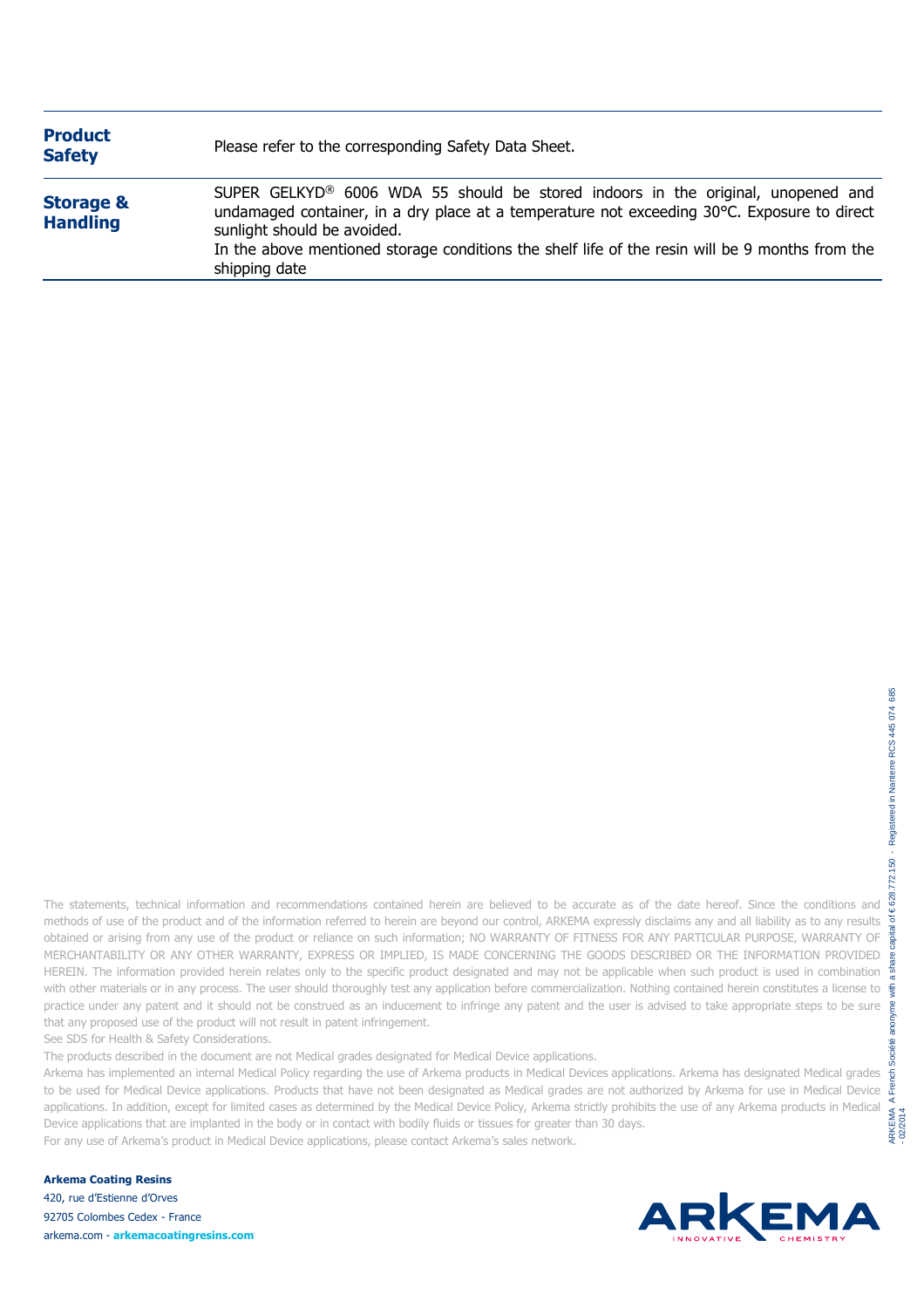| | |
|---|---|
| **Product Safety** | Please refer to the corresponding Safety Data Sheet. |
| **Storage & Handling** | SUPER GELKYD® 6006 WDA 55 should be stored indoors in the original, unopened and undamaged container, in a dry place at a temperature not exceeding 30°C. Exposure to direct sunlight should be avoided.<br>In the above mentioned storage conditions the shelf life of the resin will be 9 months from the shipping date |

The statements, technical information and recommendations contained herein are believed to be accurate as of the date hereof. Since the conditions and methods of use of the product and of the information referred to herein are beyond our control, ARKEMA expressly disclaims any and all liability as to any results obtained or arising from any use of the product or reliance on such information; NO WARRANTY OF FITNESS FOR ANY PARTICULAR PURPOSE, WARRANTY OF MERCHANTABILITY OR ANY OTHER WARRANTY, EXPRESS OR IMPLIED, IS MADE CONCERNING THE GOODS DESCRIBED OR THE INFORMATION PROVIDED HEREIN. The information provided herein relates only to the specific product designated and may not be applicable when such product is used in combination with other materials or in any process. The user should thoroughly test any application before commercialization. Nothing contained herein constitutes a license to practice under any patent and it should not be construed as an inducement to infringe any patent and the user is advised to take appropriate steps to be sure that any proposed use of the product will not result in patent infringement.
See SDS for Health & Safety Considerations.

The products described in the document are not Medical grades designated for Medical Device applications.
Arkema has implemented an internal Medical Policy regarding the use of Arkema products in Medical Devices applications. Arkema has designated Medical grades to be used for Medical Device applications. Products that have not been designated as Medical grades are not authorized by Arkema for use in Medical Device applications. In addition, except for limited cases as determined by the Medical Device Policy, Arkema strictly prohibits the use of any Arkema products in Medical Device applications that are implanted in the body or in contact with bodily fluids or tissues for greater than 30 days.
For any use of Arkema's product in Medical Device applications, please contact Arkema's sales network.

**Arkema Coating Resins**
420, rue d'Estienne d'Orves
92705 Colombes Cedex - France
arkema.com - **arkemacoatingresins.com**

ARKEMA A French Société anonyme with a share capital of € 628.772.150 - Registered in Nanterre RCS 445 074 685 - 02/2014